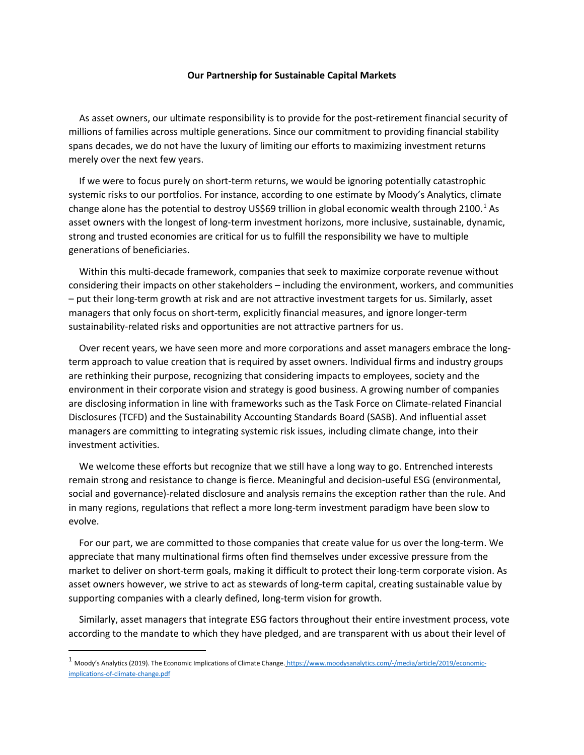**Our Partnership for Sustainable Capital Markets**

As asset owners, our ultimate responsibility is to provide for the post-retirement financial security of millions of families across multiple generations. Since our commitment to providing financial stability spans decades, we do not have the luxury of limiting our efforts to maximizing investment returns merely over the next few years.

If we were to focus purely on short-term returns, we would be ignoring potentially catastrophic systemic risks to our portfolios. For instance, according to one estimate by Moody's Analytics, climate change alone has the potential to destroy US$69 trillion in global economic wealth through 2100.[1] As asset owners with the longest of long-term investment horizons, more inclusive, sustainable, dynamic, strong and trusted economies are critical for us to fulfill the responsibility we have to multiple generations of beneficiaries.

Within this multi-decade framework, companies that seek to maximize corporate revenue without considering their impacts on other stakeholders – including the environment, workers, and communities – put their long-term growth at risk and are not attractive investment targets for us. Similarly, asset managers that only focus on short-term, explicitly financial measures, and ignore longer-term sustainability-related risks and opportunities are not attractive partners for us.

Over recent years, we have seen more and more corporations and asset managers embrace the long-term approach to value creation that is required by asset owners. Individual firms and industry groups are rethinking their purpose, recognizing that considering impacts to employees, society and the environment in their corporate vision and strategy is good business. A growing number of companies are disclosing information in line with frameworks such as the Task Force on Climate-related Financial Disclosures (TCFD) and the Sustainability Accounting Standards Board (SASB). And influential asset managers are committing to integrating systemic risk issues, including climate change, into their investment activities.

We welcome these efforts but recognize that we still have a long way to go. Entrenched interests remain strong and resistance to change is fierce. Meaningful and decision-useful ESG (environmental, social and governance)-related disclosure and analysis remains the exception rather than the rule. And in many regions, regulations that reflect a more long-term investment paradigm have been slow to evolve.

For our part, we are committed to those companies that create value for us over the long-term. We appreciate that many multinational firms often find themselves under excessive pressure from the market to deliver on short-term goals, making it difficult to protect their long-term corporate vision. As asset owners however, we strive to act as stewards of long-term capital, creating sustainable value by supporting companies with a clearly defined, long-term vision for growth.

Similarly, asset managers that integrate ESG factors throughout their entire investment process, vote according to the mandate to which they have pledged, and are transparent with us about their level of

---

[1] Moody's Analytics (2019). The Economic Implications of Climate Change. https://www.moodysanalytics.com/-/media/article/2019/economic-implications-of-climate-change.pdf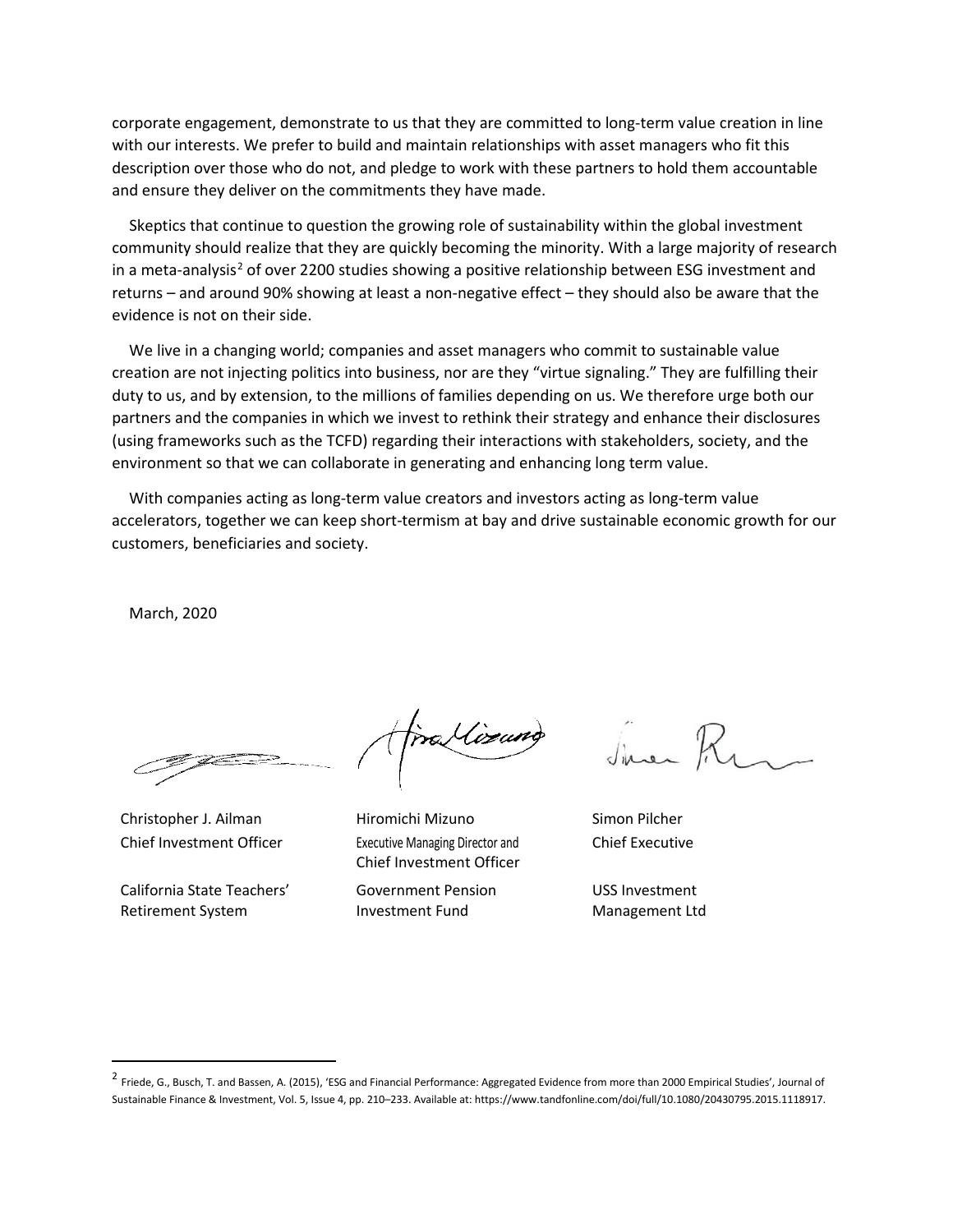corporate engagement, demonstrate to us that they are committed to long-term value creation in line with our interests. We prefer to build and maintain relationships with asset managers who fit this description over those who do not, and pledge to work with these partners to hold them accountable and ensure they deliver on the commitments they have made.

Skeptics that continue to question the growing role of sustainability within the global investment community should realize that they are quickly becoming the minority. With a large majority of research in a meta-analysis[2] of over 2200 studies showing a positive relationship between ESG investment and returns – and around 90% showing at least a non-negative effect – they should also be aware that the evidence is not on their side.

We live in a changing world; companies and asset managers who commit to sustainable value creation are not injecting politics into business, nor are they "virtue signaling." They are fulfilling their duty to us, and by extension, to the millions of families depending on us. We therefore urge both our partners and the companies in which we invest to rethink their strategy and enhance their disclosures (using frameworks such as the TCFD) regarding their interactions with stakeholders, society, and the environment so that we can collaborate in generating and enhancing long term value.

With companies acting as long-term value creators and investors acting as long-term value accelerators, together we can keep short-termism at bay and drive sustainable economic growth for our customers, beneficiaries and society.

March, 2020

Christopher J. Ailman
Chief Investment Officer

California State Teachers' Retirement System

Hiromichi Mizuno
Executive Managing Director and Chief Investment Officer

Government Pension Investment Fund

Simon Pilcher
Chief Executive

USS Investment Management Ltd

---

[2] Friede, G., Busch, T. and Bassen, A. (2015), 'ESG and Financial Performance: Aggregated Evidence from more than 2000 Empirical Studies', Journal of Sustainable Finance & Investment, Vol. 5, Issue 4, pp. 210–233. Available at: https://www.tandfonline.com/doi/full/10.1080/20430795.2015.1118917.